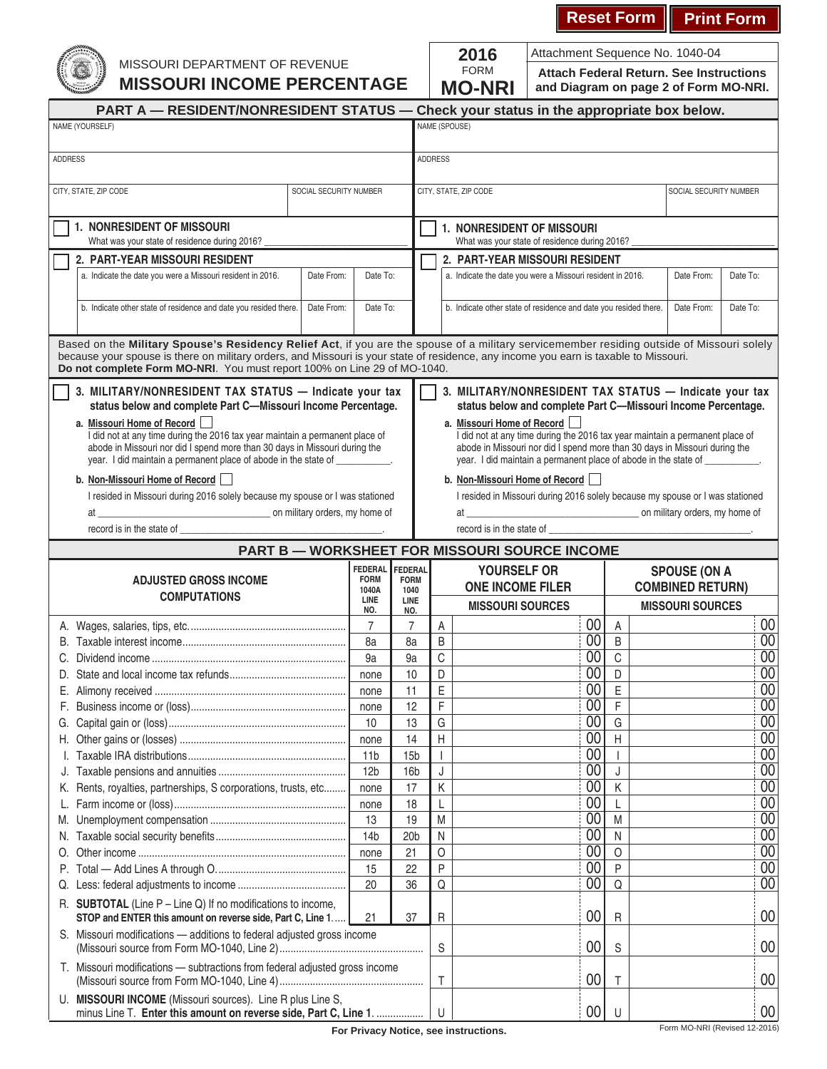Reset Form | Print Form

MISSOURI DEPARTMENT OF REVENUE

# MISSOURI INCOME PERCENTAGE

**2016** FORM **MO-NRI**

Attachment Sequence No. 1040-04

**Attach Federal Return. See Instructions and Diagram on page 2 of Form MO-NRI.**

## PART A — RESIDENT/NONRESIDENT STATUS — Check your status in the appropriate box below.

| NAME (YOURSELF) | | NAME (SPOUSE) | |
|---|---|---|---|
| ADDRESS | | ADDRESS | |
| CITY, STATE, ZIP CODE | SOCIAL SECURITY NUMBER | CITY, STATE, ZIP CODE | SOCIAL SECURITY NUMBER |

**Yourself:**

☐ **1. NONRESIDENT OF MISSOURI**
What was your state of residence during 2016? ______

☐ **2. PART-YEAR MISSOURI RESIDENT**

| | Date From: | Date To: |
|---|---|---|
| a. Indicate the date you were a Missouri resident in 2016. | | |
| b. Indicate other state of residence and date you resided there. | | |

**Spouse:**

☐ **1. NONRESIDENT OF MISSOURI**
What was your state of residence during 2016? ______

☐ **2. PART-YEAR MISSOURI RESIDENT**

| | Date From: | Date To: |
|---|---|---|
| a. Indicate the date you were a Missouri resident in 2016. | | |
| b. Indicate other state of residence and date you resided there. | | |

Based on the **Military Spouse's Residency Relief Act**, if you are the spouse of a military servicemember residing outside of Missouri solely because your spouse is there on military orders, and Missouri is your state of residence, any income you earn is taxable to Missouri. **Do not complete Form MO-NRI**. You must report 100% on Line 29 of MO-1040.

**Yourself:**

☐ **3. MILITARY/NONRESIDENT TAX STATUS — Indicate your tax status below and complete Part C—Missouri Income Percentage.**

**a. Missouri Home of Record** ☐
I did not at any time during the 2016 tax year maintain a permanent place of abode in Missouri nor did I spend more than 30 days in Missouri during the year. I did maintain a permanent place of abode in the state of __________.

**b. Non-Missouri Home of Record** ☐
I resided in Missouri during 2016 solely because my spouse or I was stationed at ______________________ on military orders, my home of record is in the state of ______________________.

**Spouse:**

☐ **3. MILITARY/NONRESIDENT TAX STATUS — Indicate your tax status below and complete Part C—Missouri Income Percentage.**

**a. Missouri Home of Record** ☐
I did not at any time during the 2016 tax year maintain a permanent place of abode in Missouri nor did I spend more than 30 days in Missouri during the year. I did maintain a permanent place of abode in the state of __________.

**b. Non-Missouri Home of Record** ☐
I resided in Missouri during 2016 solely because my spouse or I was stationed at ______________________ on military orders, my home of record is in the state of ______________________.

## PART B — WORKSHEET FOR MISSOURI SOURCE INCOME

| ADJUSTED GROSS INCOME COMPUTATIONS | FEDERAL FORM 1040A LINE NO. | FEDERAL FORM 1040 LINE NO. | YOURSELF OR ONE INCOME FILER MISSOURI SOURCES | SPOUSE (ON A COMBINED RETURN) MISSOURI SOURCES |
|---|---|---|---|---|
| A. Wages, salaries, tips, etc. | 7 | 7 | A 00 | A 00 |
| B. Taxable interest income | 8a | 8a | B 00 | B 00 |
| C. Dividend income | 9a | 9a | C 00 | C 00 |
| D. State and local income tax refunds | none | 10 | D 00 | D 00 |
| E. Alimony received | none | 11 | E 00 | E 00 |
| F. Business income or (loss) | none | 12 | F 00 | F 00 |
| G. Capital gain or (loss) | 10 | 13 | G 00 | G 00 |
| H. Other gains or (losses) | none | 14 | H 00 | H 00 |
| I. Taxable IRA distributions | 11b | 15b | I 00 | I 00 |
| J. Taxable pensions and annuities | 12b | 16b | J 00 | J 00 |
| K. Rents, royalties, partnerships, S corporations, trusts, etc. | none | 17 | K 00 | K 00 |
| L. Farm income or (loss) | none | 18 | L 00 | L 00 |
| M. Unemployment compensation | 13 | 19 | M 00 | M 00 |
| N. Taxable social security benefits | 14b | 20b | N 00 | N 00 |
| O. Other income | none | 21 | O 00 | O 00 |
| P. Total — Add Lines A through O. | 15 | 22 | P 00 | P 00 |
| Q. Less: federal adjustments to income | 20 | 36 | Q 00 | Q 00 |
| R. **SUBTOTAL** (Line P – Line Q) If no modifications to income, **STOP and ENTER this amount on reverse side, Part C, Line 1.** | 21 | 37 | R 00 | R 00 |
| S. Missouri modifications — additions to federal adjusted gross income (Missouri source from Form MO-1040, Line 2) | | | S 00 | S 00 |
| T. Missouri modifications — subtractions from federal adjusted gross income (Missouri source from Form MO-1040, Line 4) | | | T 00 | T 00 |
| U. **MISSOURI INCOME** (Missouri sources). Line R plus Line S, minus Line T. **Enter this amount on reverse side, Part C, Line 1.** | | | U 00 | U 00 |

**For Privacy Notice, see instructions.**

Form MO-NRI (Revised 12-2016)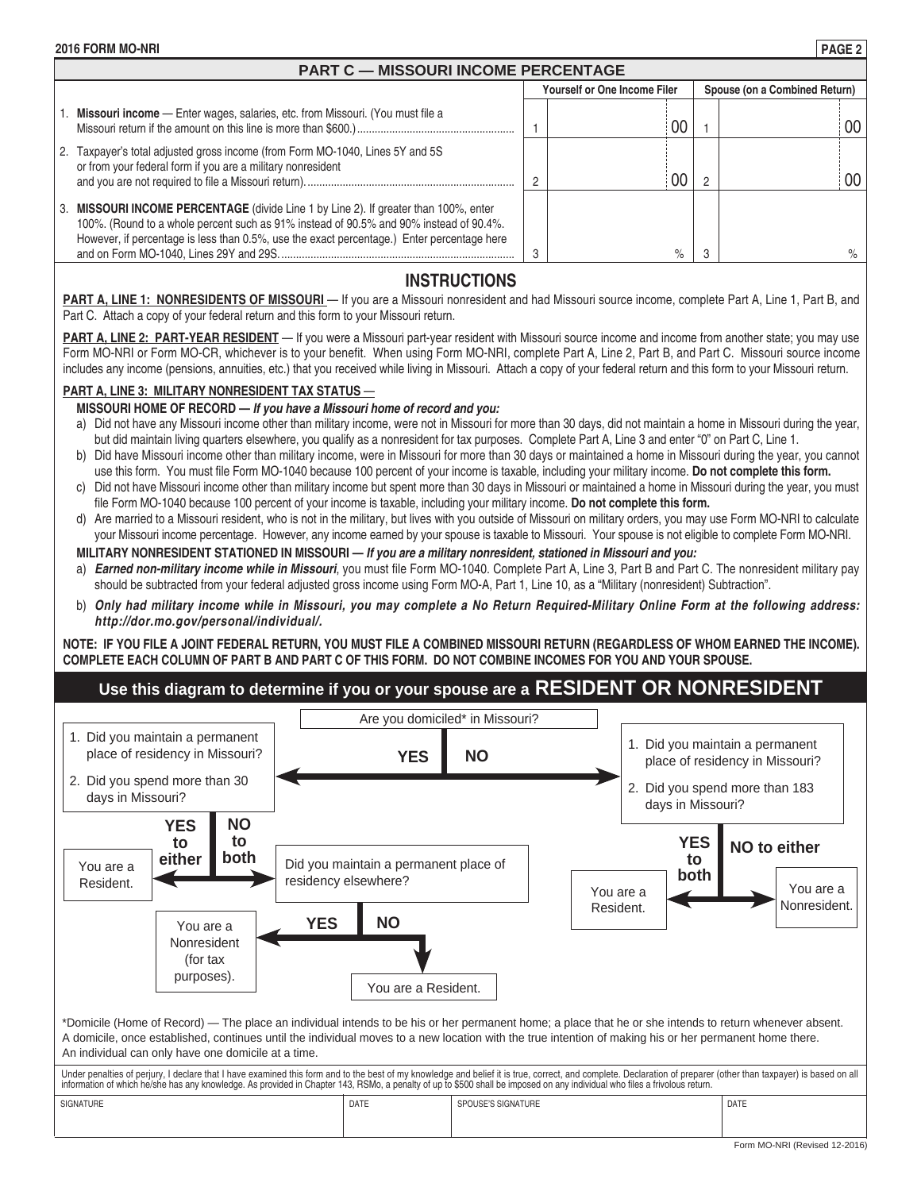## PART C — MISSOURI INCOME PERCENTAGE

| | | Yourself or One Income Filer | | Spouse (on a Combined Return) |
|---|---|---|---|---|
| 1. **Missouri income** — Enter wages, salaries, etc. from Missouri. (You must file a Missouri return if the amount on this line is more than $600.) | 1 | 00 | 1 | 00 |
| 2. Taxpayer's total adjusted gross income (from Form MO-1040, Lines 5Y and 5S or from your federal form if you are a military nonresident and you are not required to file a Missouri return). | 2 | 00 | 2 | 00 |
| 3. **MISSOURI INCOME PERCENTAGE** (divide Line 1 by Line 2). If greater than 100%, enter 100%. (Round to a whole percent such as 91% instead of 90.5% and 90% instead of 90.4%. However, if percentage is less than 0.5%, use the exact percentage.) Enter percentage here and on Form MO-1040, Lines 29Y and 29S. | 3 | % | 3 | % |

## INSTRUCTIONS

**PART A, LINE 1: NONRESIDENTS OF MISSOURI** — If you are a Missouri nonresident and had Missouri source income, complete Part A, Line 1, Part B, and Part C. Attach a copy of your federal return and this form to your Missouri return.

**PART A, LINE 2: PART-YEAR RESIDENT** — If you were a Missouri part-year resident with Missouri source income and income from another state; you may use Form MO-NRI or Form MO-CR, whichever is to your benefit. When using Form MO-NRI, complete Part A, Line 2, Part B, and Part C. Missouri source income includes any income (pensions, annuities, etc.) that you received while living in Missouri. Attach a copy of your federal return and this form to your Missouri return.

**PART A, LINE 3: MILITARY NONRESIDENT TAX STATUS** —

**MISSOURI HOME OF RECORD — *If you have a Missouri home of record and you:***

a) Did not have any Missouri income other than military income, were not in Missouri for more than 30 days, did not maintain a home in Missouri during the year, but did maintain living quarters elsewhere, you qualify as a nonresident for tax purposes. Complete Part A, Line 3 and enter "0" on Part C, Line 1.

b) Did have Missouri income other than military income, were in Missouri for more than 30 days or maintained a home in Missouri during the year, you cannot use this form. You must file Form MO-1040 because 100 percent of your income is taxable, including your military income. **Do not complete this form.**

c) Did not have Missouri income other than military income but spent more than 30 days in Missouri or maintained a home in Missouri during the year, you must file Form MO-1040 because 100 percent of your income is taxable, including your military income. **Do not complete this form.**

d) Are married to a Missouri resident, who is not in the military, but lives with you outside of Missouri on military orders, you may use Form MO-NRI to calculate your Missouri income percentage. However, any income earned by your spouse is taxable to Missouri. Your spouse is not eligible to complete Form MO-NRI.

**MILITARY NONRESIDENT STATIONED IN MISSOURI — *If you are a military nonresident, stationed in Missouri and you:***

a) ***Earned non-military income while in Missouri***, you must file Form MO-1040. Complete Part A, Line 3, Part B and Part C. The nonresident military pay should be subtracted from your federal adjusted gross income using Form MO-A, Part 1, Line 10, as a "Military (nonresident) Subtraction".

b) ***Only had military income while in Missouri, you may complete a No Return Required-Military Online Form at the following address: http://dor.mo.gov/personal/individual/.***

**NOTE: IF YOU FILE A JOINT FEDERAL RETURN, YOU MUST FILE A COMBINED MISSOURI RETURN (REGARDLESS OF WHOM EARNED THE INCOME). COMPLETE EACH COLUMN OF PART B AND PART C OF THIS FORM. DO NOT COMBINE INCOMES FOR YOU AND YOUR SPOUSE.**

## Use this diagram to determine if you or your spouse are a RESIDENT OR NONRESIDENT

Are you domiciled* in Missouri?

YES

1. Did you maintain a permanent place of residency in Missouri?
2. Did you spend more than 30 days in Missouri?

YES to either

You are a Resident.

NO to both

Did you maintain a permanent place of residency elsewhere?

YES

You are a Nonresident (for tax purposes).

NO

You are a Resident.

NO

1. Did you maintain a permanent place of residency in Missouri?
2. Did you spend more than 183 days in Missouri?

YES to both

You are a Resident.

NO to either

You are a Nonresident.

*Domicile (Home of Record) — The place an individual intends to be his or her permanent home; a place that he or she intends to return whenever absent. A domicile, once established, continues until the individual moves to a new location with the true intention of making his or her permanent home there. An individual can only have one domicile at a time.

Under penalties of perjury, I declare that I have examined this form and to the best of my knowledge and belief it is true, correct, and complete. Declaration of preparer (other than taxpayer) is based on all information of which he/she has any knowledge. As provided in Chapter 143, RSMo, a penalty of up to $500 shall be imposed on any individual who files a frivolous return.

| SIGNATURE | DATE | SPOUSE'S SIGNATURE | DATE |
|---|---|---|---|
| | | | |

Form MO-NRI (Revised 12-2016)